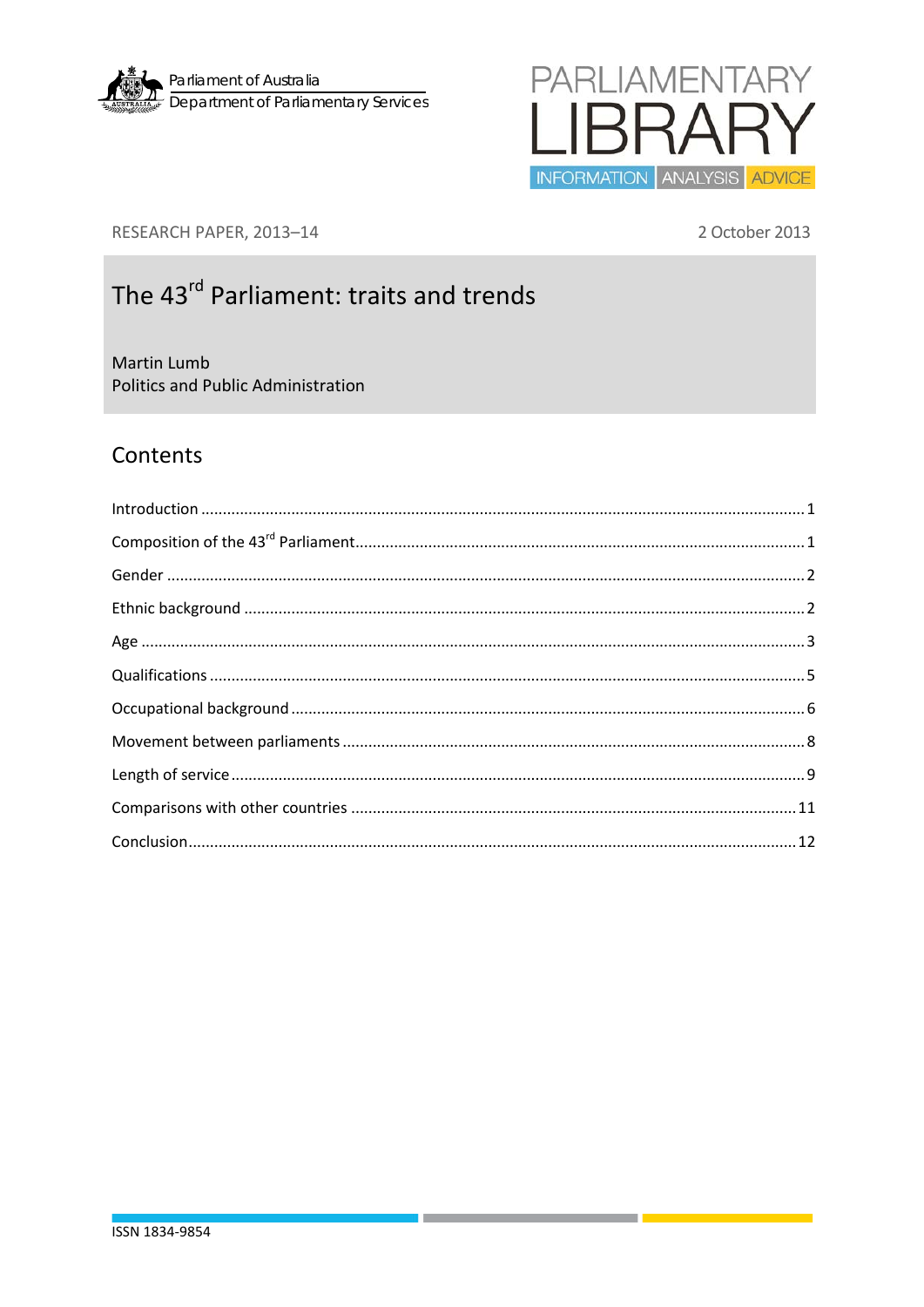Parliament of Australia
Department of Parliamentary Services

PARLIAMENTARY LIBRARY
INFORMATION ANALYSIS ADVICE

RESEARCH PAPER, 2013–14

2 October 2013

# The 43rd Parliament: traits and trends

Martin Lumb
Politics and Public Administration

## Contents

Introduction ..... 1

Composition of the 43rd Parliament ..... 1

Gender ..... 2

Ethnic background ..... 2

Age ..... 3

Qualifications ..... 5

Occupational background ..... 6

Movement between parliaments ..... 8

Length of service ..... 9

Comparisons with other countries ..... 11

Conclusion ..... 12

ISSN 1834-9854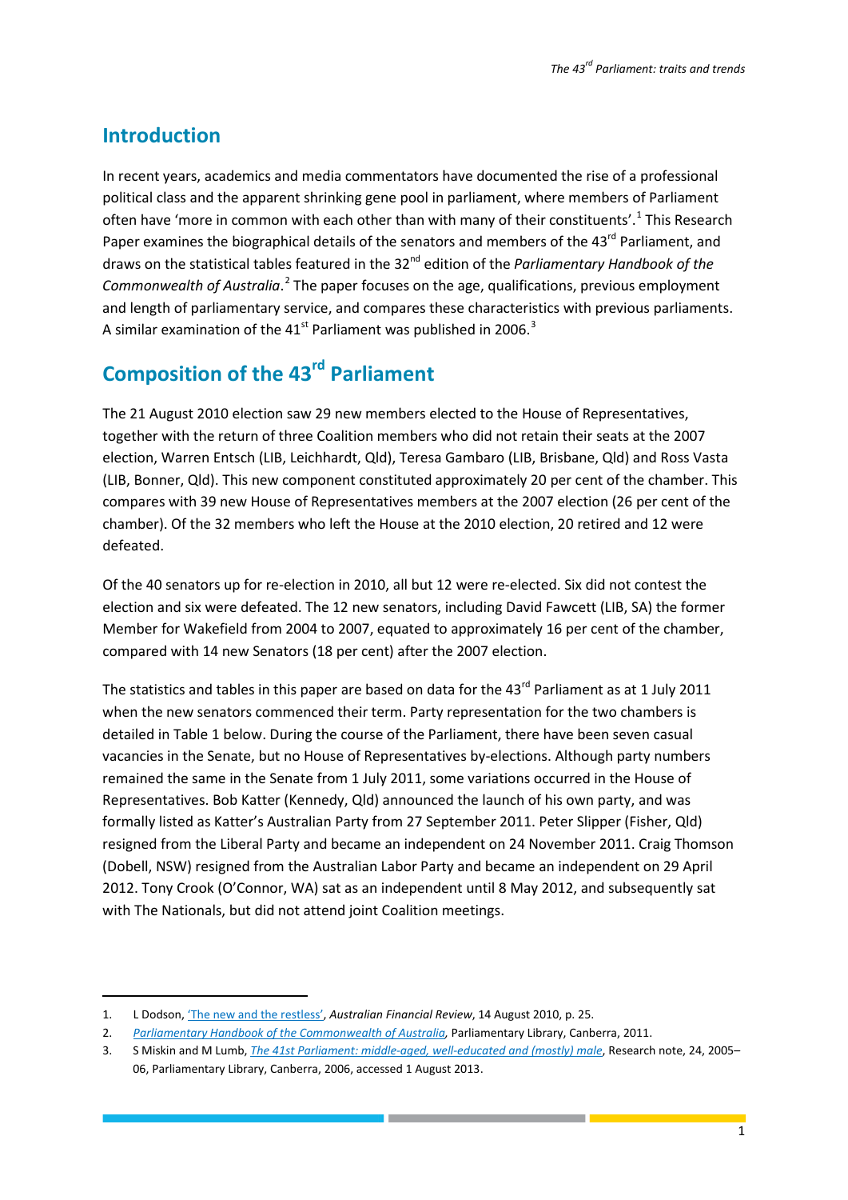## Introduction

In recent years, academics and media commentators have documented the rise of a professional political class and the apparent shrinking gene pool in parliament, where members of Parliament often have 'more in common with each other than with many of their constituents'.[1] This Research Paper examines the biographical details of the senators and members of the 43rd Parliament, and draws on the statistical tables featured in the 32nd edition of the *Parliamentary Handbook of the Commonwealth of Australia*.[2] The paper focuses on the age, qualifications, previous employment and length of parliamentary service, and compares these characteristics with previous parliaments. A similar examination of the 41st Parliament was published in 2006.[3]

## Composition of the 43rd Parliament

The 21 August 2010 election saw 29 new members elected to the House of Representatives, together with the return of three Coalition members who did not retain their seats at the 2007 election, Warren Entsch (LIB, Leichhardt, Qld), Teresa Gambaro (LIB, Brisbane, Qld) and Ross Vasta (LIB, Bonner, Qld). This new component constituted approximately 20 per cent of the chamber. This compares with 39 new House of Representatives members at the 2007 election (26 per cent of the chamber). Of the 32 members who left the House at the 2010 election, 20 retired and 12 were defeated.

Of the 40 senators up for re-election in 2010, all but 12 were re-elected. Six did not contest the election and six were defeated. The 12 new senators, including David Fawcett (LIB, SA) the former Member for Wakefield from 2004 to 2007, equated to approximately 16 per cent of the chamber, compared with 14 new Senators (18 per cent) after the 2007 election.

The statistics and tables in this paper are based on data for the 43rd Parliament as at 1 July 2011 when the new senators commenced their term. Party representation for the two chambers is detailed in Table 1 below. During the course of the Parliament, there have been seven casual vacancies in the Senate, but no House of Representatives by-elections. Although party numbers remained the same in the Senate from 1 July 2011, some variations occurred in the House of Representatives. Bob Katter (Kennedy, Qld) announced the launch of his own party, and was formally listed as Katter's Australian Party from 27 September 2011. Peter Slipper (Fisher, Qld) resigned from the Liberal Party and became an independent on 24 November 2011. Craig Thomson (Dobell, NSW) resigned from the Australian Labor Party and became an independent on 29 April 2012. Tony Crook (O'Connor, WA) sat as an independent until 8 May 2012, and subsequently sat with The Nationals, but did not attend joint Coalition meetings.

---

1. L Dodson, 'The new and the restless', *Australian Financial Review*, 14 August 2010, p. 25.
2. *Parliamentary Handbook of the Commonwealth of Australia*, Parliamentary Library, Canberra, 2011.
3. S Miskin and M Lumb, *The 41st Parliament: middle-aged, well-educated and (mostly) male*, Research note, 24, 2005–06, Parliamentary Library, Canberra, 2006, accessed 1 August 2013.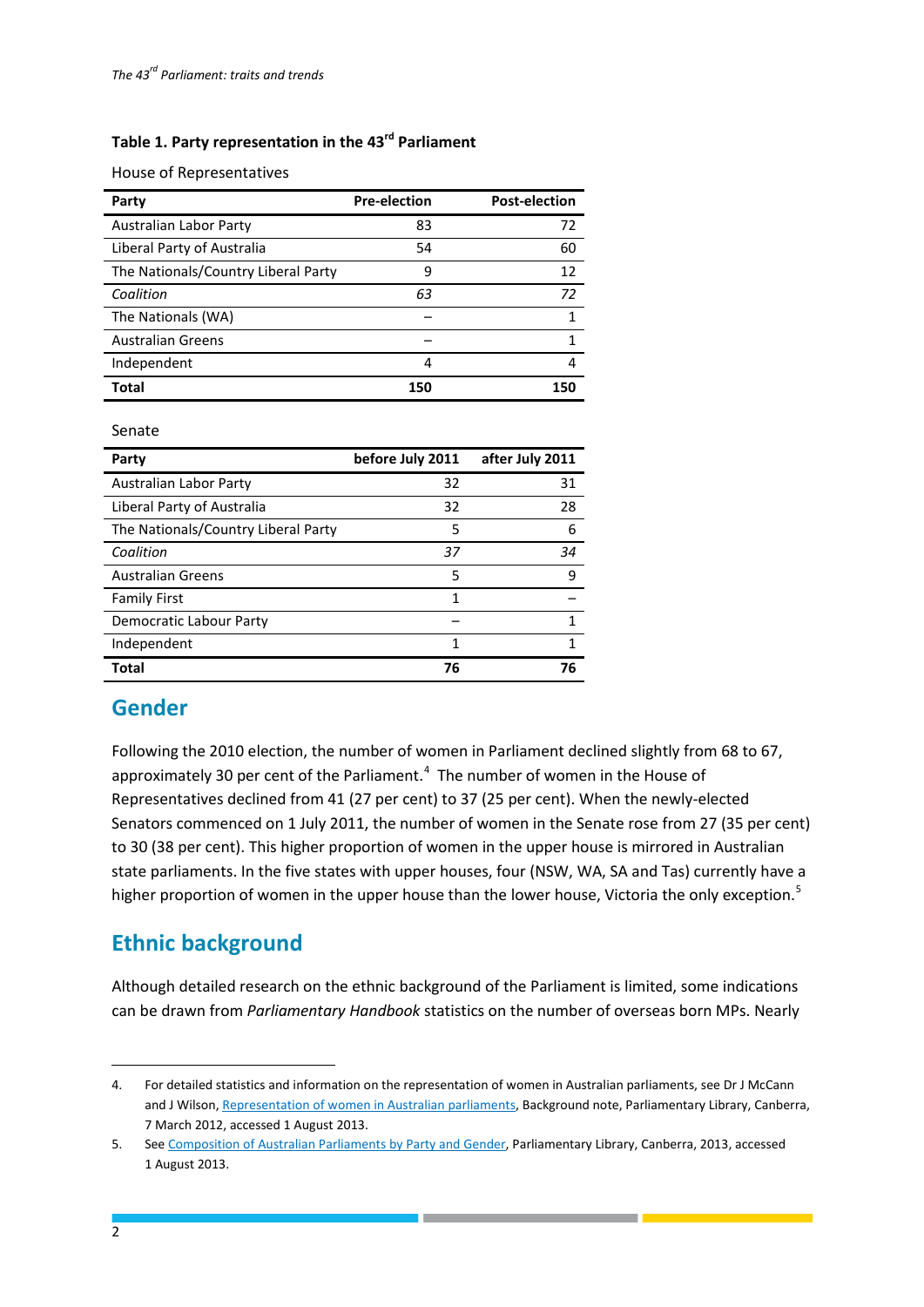**Table 1. Party representation in the 43rd Parliament**

House of Representatives

| Party | Pre-election | Post-election |
|---|---|---|
| Australian Labor Party | 83 | 72 |
| Liberal Party of Australia | 54 | 60 |
| The Nationals/Country Liberal Party | 9 | 12 |
| *Coalition* | *63* | *72* |
| The Nationals (WA) | – | 1 |
| Australian Greens | – | 1 |
| Independent | 4 | 4 |
| **Total** | **150** | **150** |

Senate

| Party | before July 2011 | after July 2011 |
|---|---|---|
| Australian Labor Party | 32 | 31 |
| Liberal Party of Australia | 32 | 28 |
| The Nationals/Country Liberal Party | 5 | 6 |
| *Coalition* | *37* | *34* |
| Australian Greens | 5 | 9 |
| Family First | 1 | – |
| Democratic Labour Party | – | 1 |
| Independent | 1 | 1 |
| **Total** | **76** | **76** |

## Gender

Following the 2010 election, the number of women in Parliament declined slightly from 68 to 67, approximately 30 per cent of the Parliament.[4] The number of women in the House of Representatives declined from 41 (27 per cent) to 37 (25 per cent). When the newly-elected Senators commenced on 1 July 2011, the number of women in the Senate rose from 27 (35 per cent) to 30 (38 per cent). This higher proportion of women in the upper house is mirrored in Australian state parliaments. In the five states with upper houses, four (NSW, WA, SA and Tas) currently have a higher proportion of women in the upper house than the lower house, Victoria the only exception.[5]

## Ethnic background

Although detailed research on the ethnic background of the Parliament is limited, some indications can be drawn from *Parliamentary Handbook* statistics on the number of overseas born MPs. Nearly

4. For detailed statistics and information on the representation of women in Australian parliaments, see Dr J McCann and J Wilson, Representation of women in Australian parliaments, Background note, Parliamentary Library, Canberra, 7 March 2012, accessed 1 August 2013.

5. See Composition of Australian Parliaments by Party and Gender, Parliamentary Library, Canberra, 2013, accessed 1 August 2013.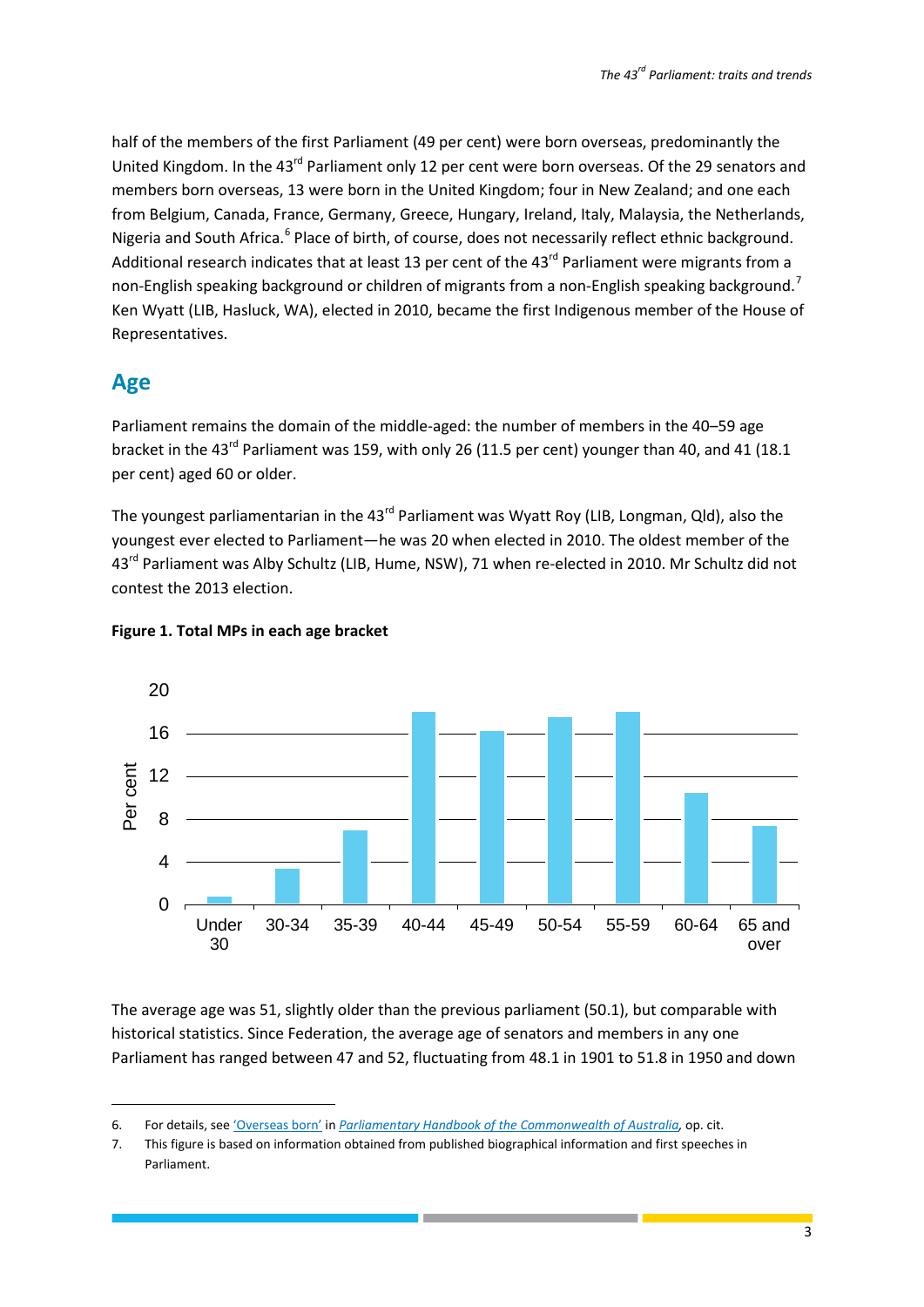half of the members of the first Parliament (49 per cent) were born overseas, predominantly the United Kingdom. In the 43rd Parliament only 12 per cent were born overseas. Of the 29 senators and members born overseas, 13 were born in the United Kingdom; four in New Zealand; and one each from Belgium, Canada, France, Germany, Greece, Hungary, Ireland, Italy, Malaysia, the Netherlands, Nigeria and South Africa.[6] Place of birth, of course, does not necessarily reflect ethnic background. Additional research indicates that at least 13 per cent of the 43rd Parliament were migrants from a non-English speaking background or children of migrants from a non-English speaking background.[7] Ken Wyatt (LIB, Hasluck, WA), elected in 2010, became the first Indigenous member of the House of Representatives.

## Age

Parliament remains the domain of the middle-aged: the number of members in the 40–59 age bracket in the 43rd Parliament was 159, with only 26 (11.5 per cent) younger than 40, and 41 (18.1 per cent) aged 60 or older.

The youngest parliamentarian in the 43rd Parliament was Wyatt Roy (LIB, Longman, Qld), also the youngest ever elected to Parliament—he was 20 when elected in 2010. The oldest member of the 43rd Parliament was Alby Schultz (LIB, Hume, NSW), 71 when re-elected in 2010. Mr Schultz did not contest the 2013 election.

**Figure 1. Total MPs in each age bracket**

The average age was 51, slightly older than the previous parliament (50.1), but comparable with historical statistics. Since Federation, the average age of senators and members in any one Parliament has ranged between 47 and 52, fluctuating from 48.1 in 1901 to 51.8 in 1950 and down

6. For details, see 'Overseas born' in *Parliamentary Handbook of the Commonwealth of Australia*, op. cit.
7. This figure is based on information obtained from published biographical information and first speeches in Parliament.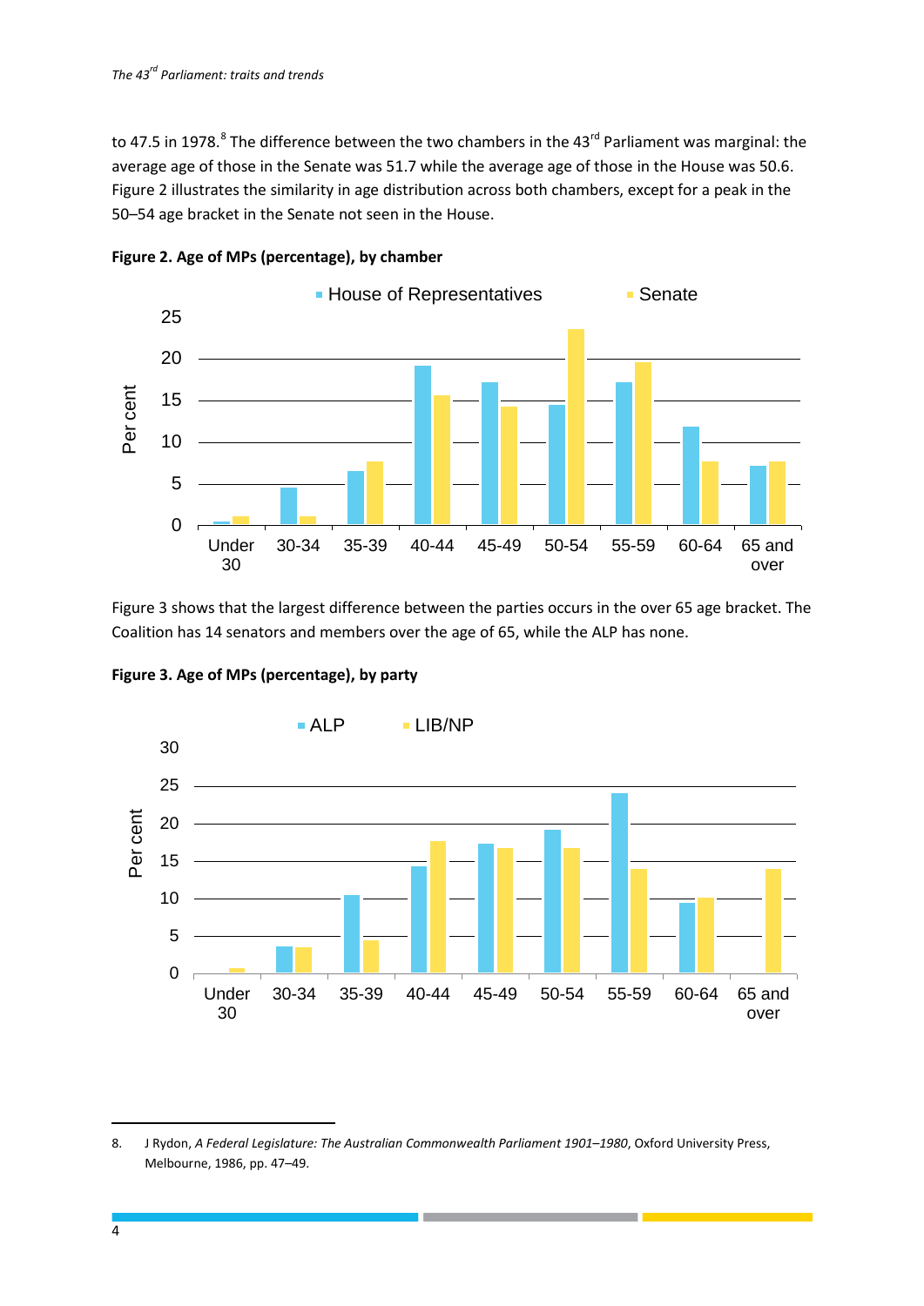to 47.5 in 1978.[8] The difference between the two chambers in the 43rd Parliament was marginal: the average age of those in the Senate was 51.7 while the average age of those in the House was 50.6. Figure 2 illustrates the similarity in age distribution across both chambers, except for a peak in the 50–54 age bracket in the Senate not seen in the House.

**Figure 2. Age of MPs (percentage), by chamber**

Figure 3 shows that the largest difference between the parties occurs in the over 65 age bracket. The Coalition has 14 senators and members over the age of 65, while the ALP has none.

**Figure 3. Age of MPs (percentage), by party**

8. J Rydon, *A Federal Legislature: The Australian Commonwealth Parliament 1901–1980*, Oxford University Press, Melbourne, 1986, pp. 47–49.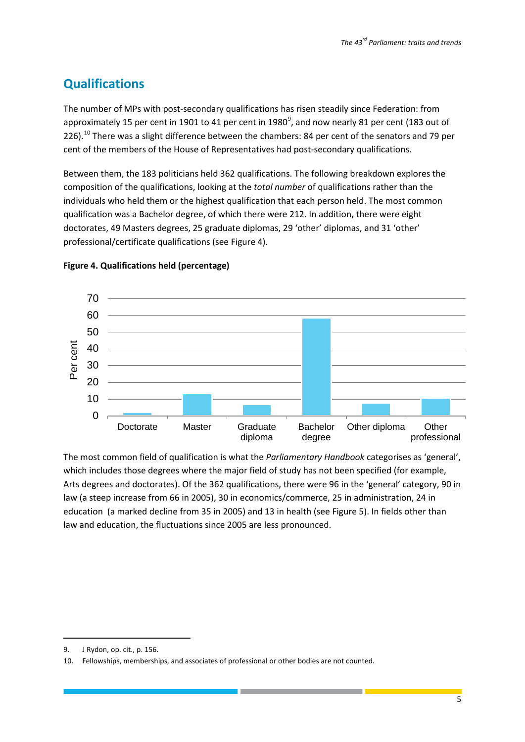## Qualifications

The number of MPs with post-secondary qualifications has risen steadily since Federation: from approximately 15 per cent in 1901 to 41 per cent in 1980[9], and now nearly 81 per cent (183 out of 226).[10] There was a slight difference between the chambers: 84 per cent of the senators and 79 per cent of the members of the House of Representatives had post-secondary qualifications.

Between them, the 183 politicians held 362 qualifications. The following breakdown explores the composition of the qualifications, looking at the *total number* of qualifications rather than the individuals who held them or the highest qualification that each person held. The most common qualification was a Bachelor degree, of which there were 212. In addition, there were eight doctorates, 49 Masters degrees, 25 graduate diplomas, 29 'other' diplomas, and 31 'other' professional/certificate qualifications (see Figure 4).

**Figure 4. Qualifications held (percentage)**

The most common field of qualification is what the *Parliamentary Handbook* categorises as 'general', which includes those degrees where the major field of study has not been specified (for example, Arts degrees and doctorates). Of the 362 qualifications, there were 96 in the 'general' category, 90 in law (a steep increase from 66 in 2005), 30 in economics/commerce, 25 in administration, 24 in education (a marked decline from 35 in 2005) and 13 in health (see Figure 5). In fields other than law and education, the fluctuations since 2005 are less pronounced.

9. J Rydon, op. cit., p. 156.

10. Fellowships, memberships, and associates of professional or other bodies are not counted.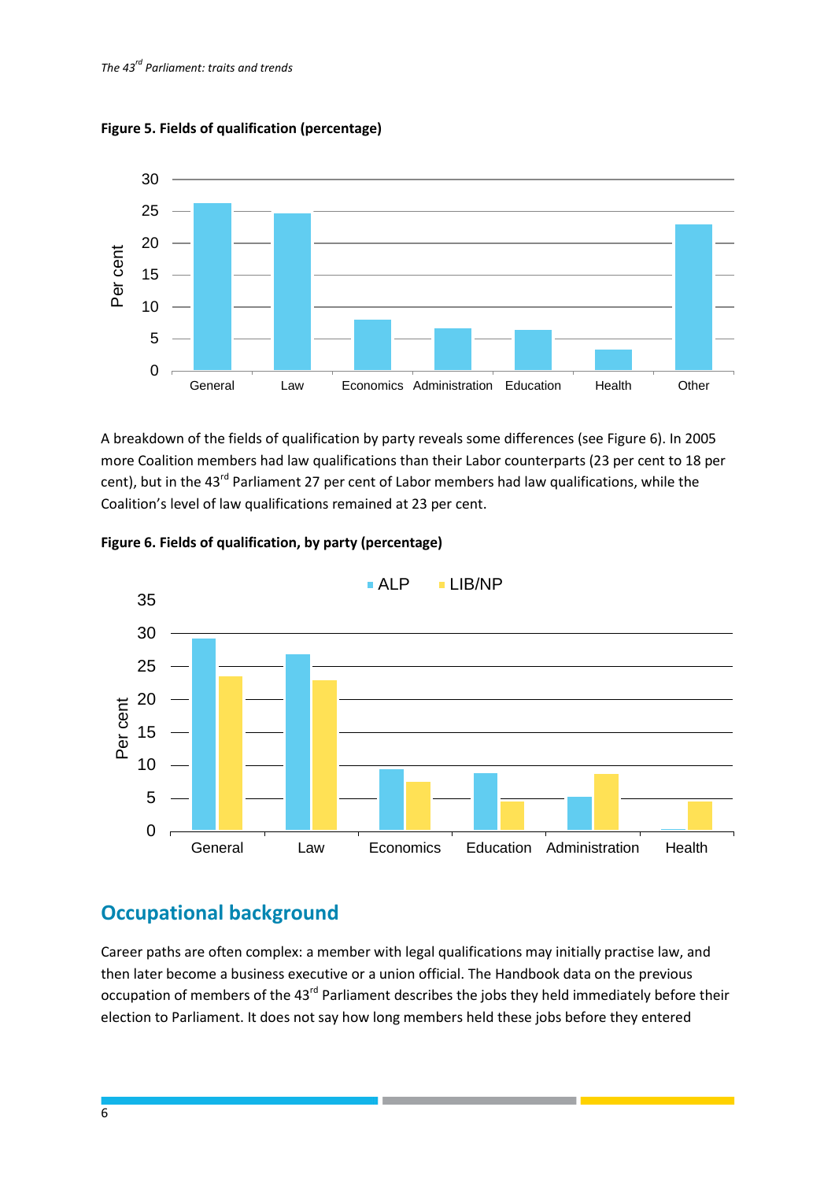**Figure 5. Fields of qualification (percentage)**

A breakdown of the fields of qualification by party reveals some differences (see Figure 6). In 2005 more Coalition members had law qualifications than their Labor counterparts (23 per cent to 18 per cent), but in the 43rd Parliament 27 per cent of Labor members had law qualifications, while the Coalition's level of law qualifications remained at 23 per cent.

**Figure 6. Fields of qualification, by party (percentage)**

## Occupational background

Career paths are often complex: a member with legal qualifications may initially practise law, and then later become a business executive or a union official. The Handbook data on the previous occupation of members of the 43rd Parliament describes the jobs they held immediately before their election to Parliament. It does not say how long members held these jobs before they entered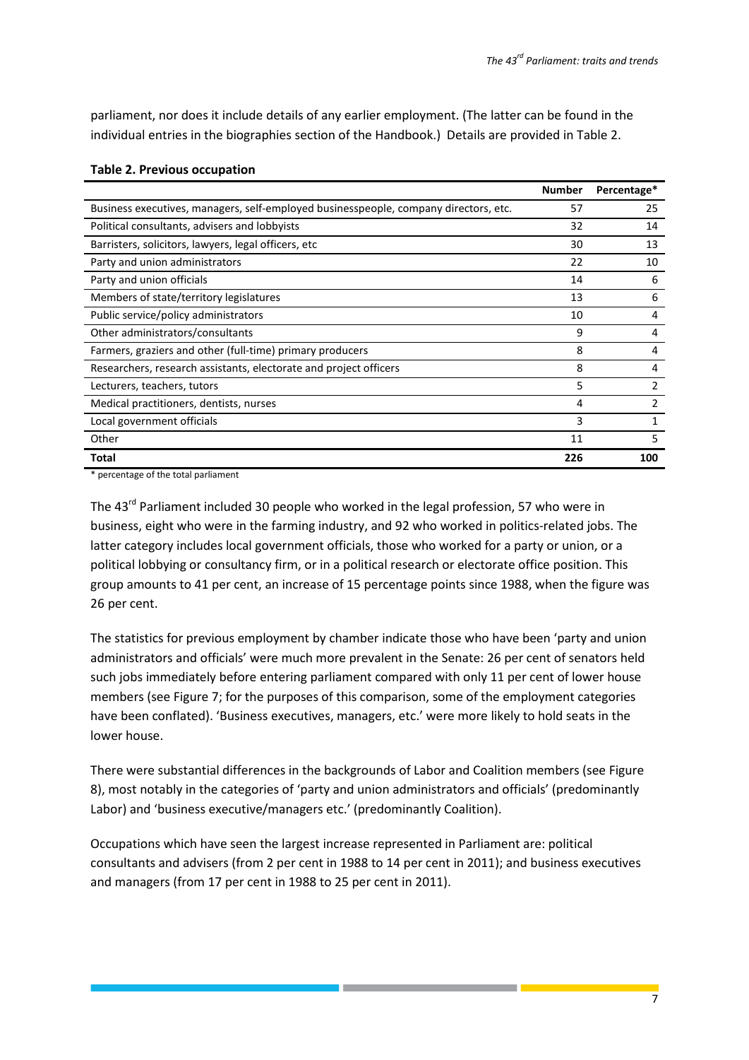parliament, nor does it include details of any earlier employment. (The latter can be found in the individual entries in the biographies section of the Handbook.) Details are provided in Table 2.

**Table 2. Previous occupation**

| | Number | Percentage* |
|---|---|---|
| Business executives, managers, self-employed businesspeople, company directors, etc. | 57 | 25 |
| Political consultants, advisers and lobbyists | 32 | 14 |
| Barristers, solicitors, lawyers, legal officers, etc | 30 | 13 |
| Party and union administrators | 22 | 10 |
| Party and union officials | 14 | 6 |
| Members of state/territory legislatures | 13 | 6 |
| Public service/policy administrators | 10 | 4 |
| Other administrators/consultants | 9 | 4 |
| Farmers, graziers and other (full-time) primary producers | 8 | 4 |
| Researchers, research assistants, electorate and project officers | 8 | 4 |
| Lecturers, teachers, tutors | 5 | 2 |
| Medical practitioners, dentists, nurses | 4 | 2 |
| Local government officials | 3 | 1 |
| Other | 11 | 5 |
| **Total** | **226** | **100** |

\* percentage of the total parliament

The 43rd Parliament included 30 people who worked in the legal profession, 57 who were in business, eight who were in the farming industry, and 92 who worked in politics-related jobs. The latter category includes local government officials, those who worked for a party or union, or a political lobbying or consultancy firm, or in a political research or electorate office position. This group amounts to 41 per cent, an increase of 15 percentage points since 1988, when the figure was 26 per cent.

The statistics for previous employment by chamber indicate those who have been 'party and union administrators and officials' were much more prevalent in the Senate: 26 per cent of senators held such jobs immediately before entering parliament compared with only 11 per cent of lower house members (see Figure 7; for the purposes of this comparison, some of the employment categories have been conflated). 'Business executives, managers, etc.' were more likely to hold seats in the lower house.

There were substantial differences in the backgrounds of Labor and Coalition members (see Figure 8), most notably in the categories of 'party and union administrators and officials' (predominantly Labor) and 'business executive/managers etc.' (predominantly Coalition).

Occupations which have seen the largest increase represented in Parliament are: political consultants and advisers (from 2 per cent in 1988 to 14 per cent in 2011); and business executives and managers (from 17 per cent in 1988 to 25 per cent in 2011).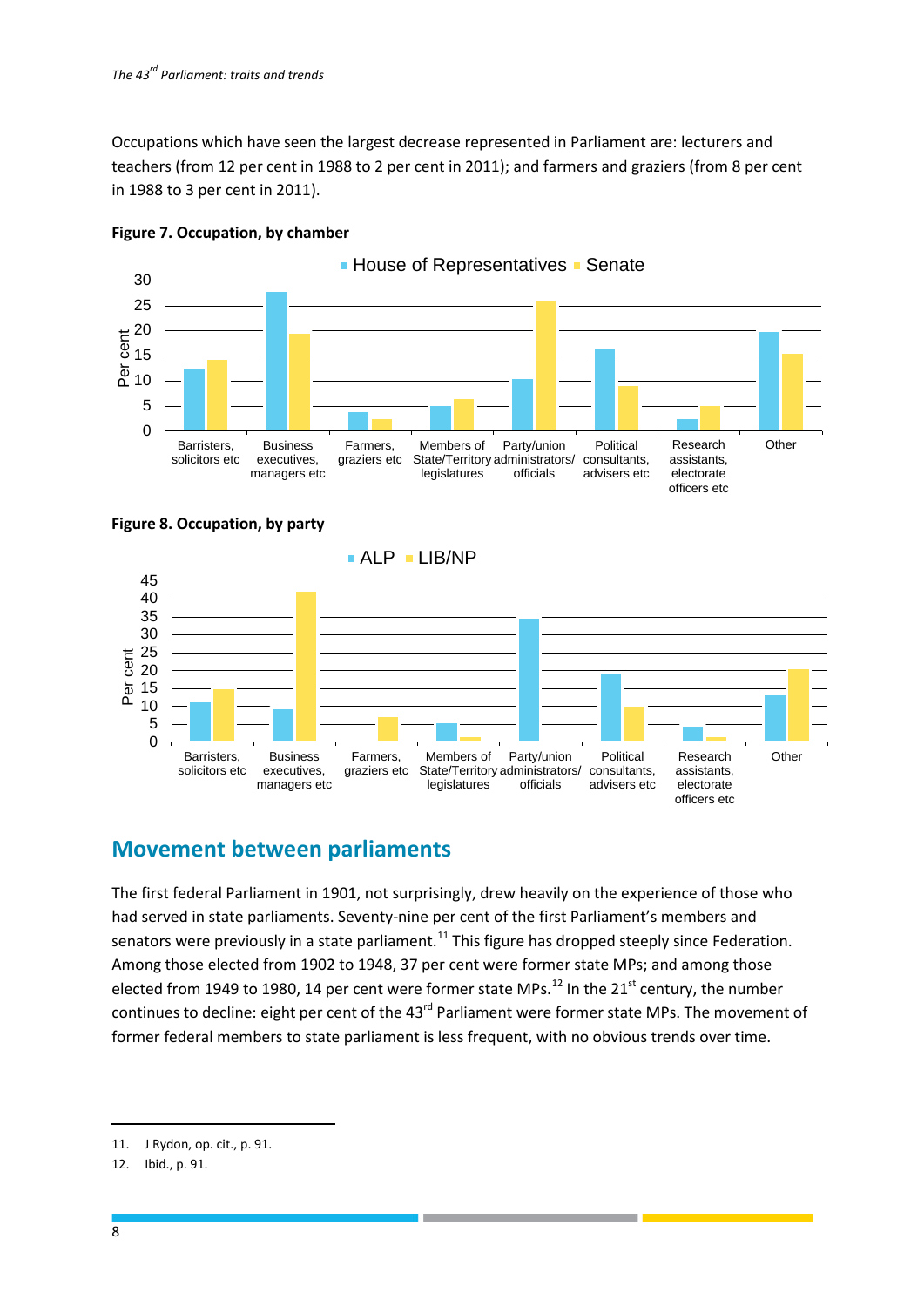Occupations which have seen the largest decrease represented in Parliament are: lecturers and teachers (from 12 per cent in 1988 to 2 per cent in 2011); and farmers and graziers (from 8 per cent in 1988 to 3 per cent in 2011).

**Figure 7. Occupation, by chamber**

**Figure 8. Occupation, by party**

## Movement between parliaments

The first federal Parliament in 1901, not surprisingly, drew heavily on the experience of those who had served in state parliaments. Seventy-nine per cent of the first Parliament's members and senators were previously in a state parliament.[11] This figure has dropped steeply since Federation. Among those elected from 1902 to 1948, 37 per cent were former state MPs; and among those elected from 1949 to 1980, 14 per cent were former state MPs.[12] In the 21st century, the number continues to decline: eight per cent of the 43rd Parliament were former state MPs. The movement of former federal members to state parliament is less frequent, with no obvious trends over time.

11. J Rydon, op. cit., p. 91.
12. Ibid., p. 91.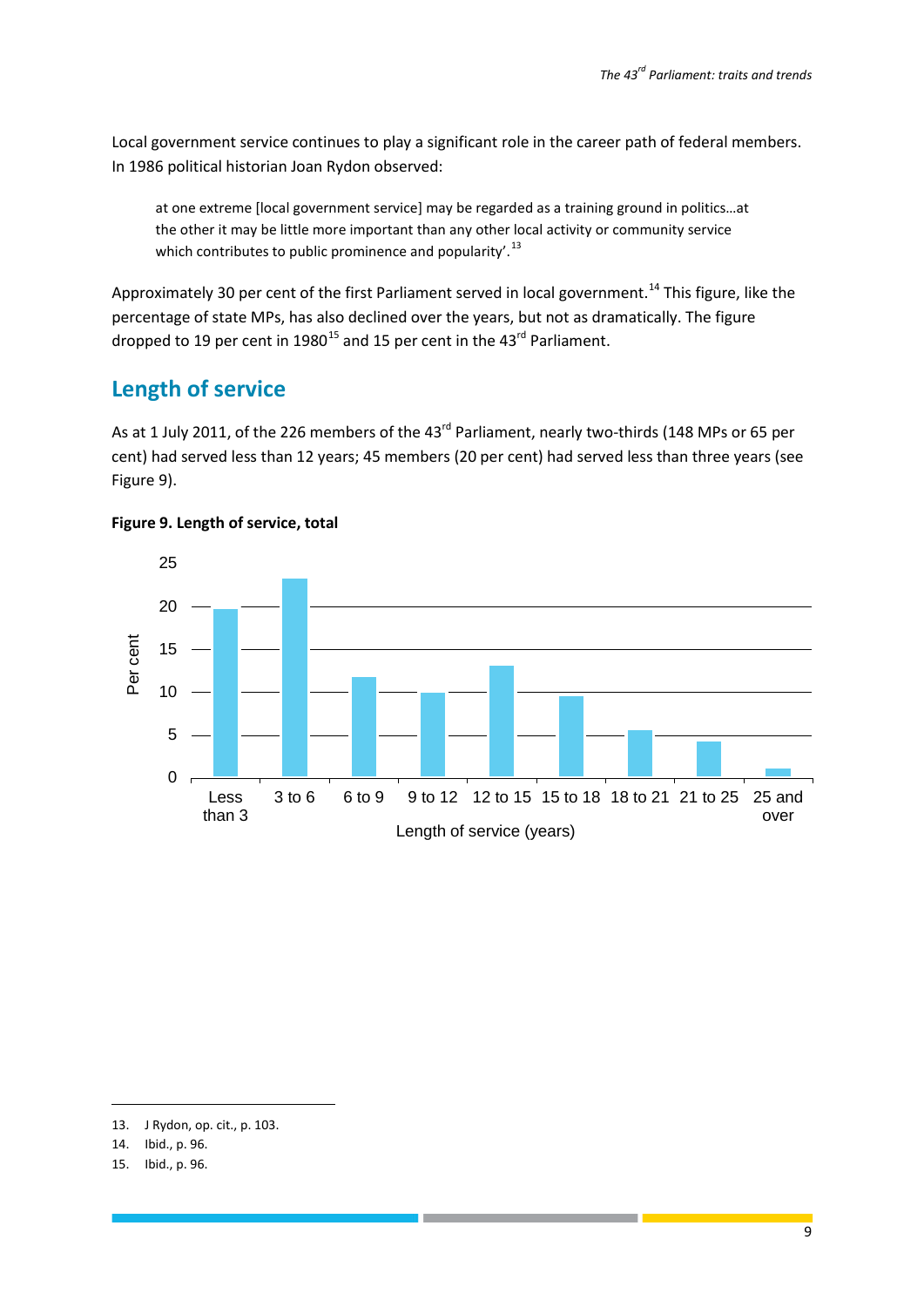Local government service continues to play a significant role in the career path of federal members. In 1986 political historian Joan Rydon observed:

> at one extreme [local government service] may be regarded as a training ground in politics…at the other it may be little more important than any other local activity or community service which contributes to public prominence and popularity'.[13]

Approximately 30 per cent of the first Parliament served in local government.[14] This figure, like the percentage of state MPs, has also declined over the years, but not as dramatically. The figure dropped to 19 per cent in 1980[15] and 15 per cent in the 43rd Parliament.

## Length of service

As at 1 July 2011, of the 226 members of the 43rd Parliament, nearly two-thirds (148 MPs or 65 per cent) had served less than 12 years; 45 members (20 per cent) had served less than three years (see Figure 9).

**Figure 9. Length of service, total**

---

13. J Rydon, op. cit., p. 103.
14. Ibid., p. 96.
15. Ibid., p. 96.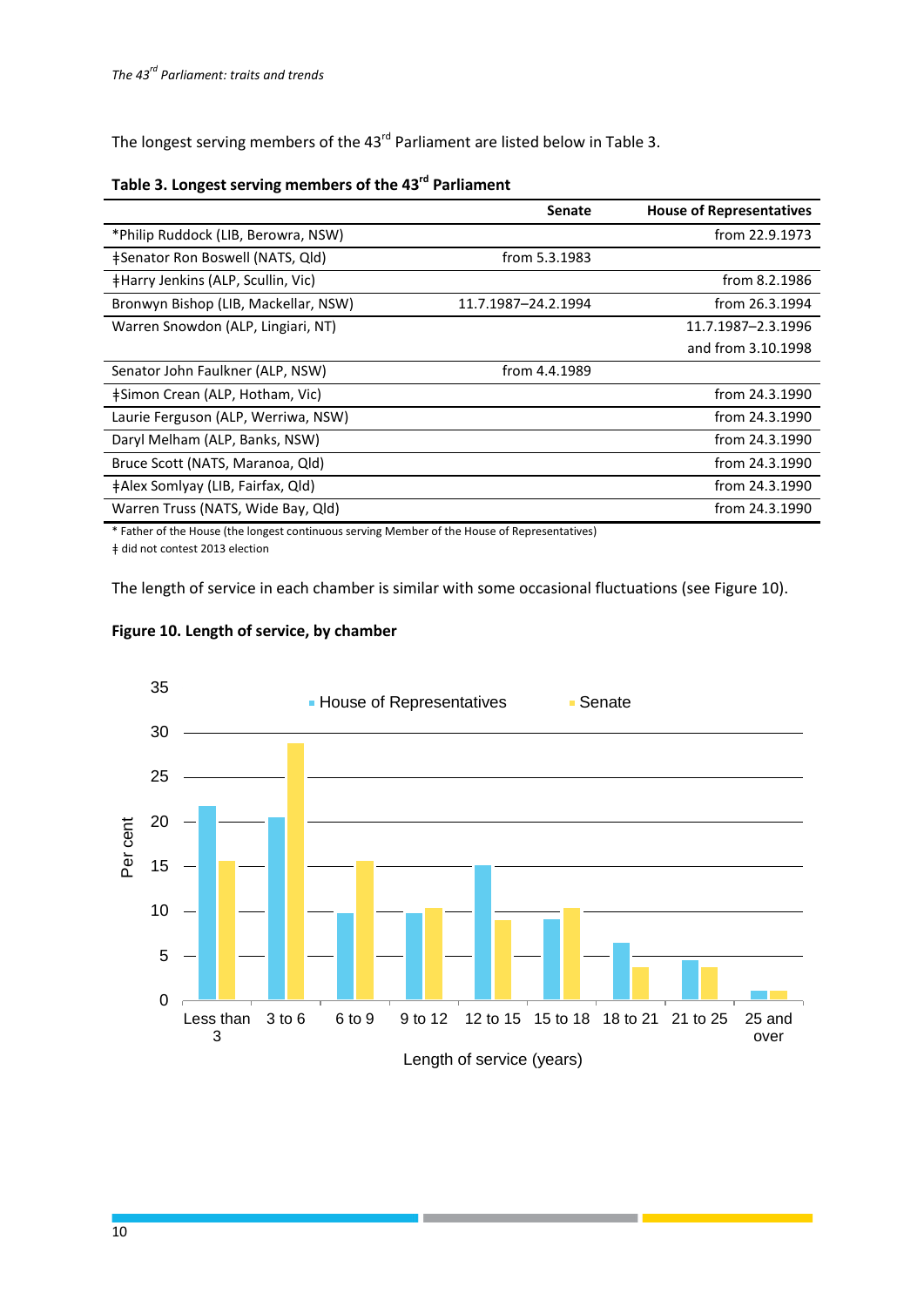The longest serving members of the 43rd Parliament are listed below in Table 3.

**Table 3. Longest serving members of the 43rd Parliament**

| | Senate | House of Representatives |
|---|---|---|
| *Philip Ruddock (LIB, Berowra, NSW) | | from 22.9.1973 |
| ǂSenator Ron Boswell (NATS, Qld) | from 5.3.1983 | |
| ǂHarry Jenkins (ALP, Scullin, Vic) | | from 8.2.1986 |
| Bronwyn Bishop (LIB, Mackellar, NSW) | 11.7.1987–24.2.1994 | from 26.3.1994 |
| Warren Snowdon (ALP, Lingiari, NT) | | 11.7.1987–2.3.1996 and from 3.10.1998 |
| Senator John Faulkner (ALP, NSW) | from 4.4.1989 | |
| ǂSimon Crean (ALP, Hotham, Vic) | | from 24.3.1990 |
| Laurie Ferguson (ALP, Werriwa, NSW) | | from 24.3.1990 |
| Daryl Melham (ALP, Banks, NSW) | | from 24.3.1990 |
| Bruce Scott (NATS, Maranoa, Qld) | | from 24.3.1990 |
| ǂAlex Somlyay (LIB, Fairfax, Qld) | | from 24.3.1990 |
| Warren Truss (NATS, Wide Bay, Qld) | | from 24.3.1990 |

* Father of the House (the longest continuous serving Member of the House of Representatives)
ǂ did not contest 2013 election

The length of service in each chamber is similar with some occasional fluctuations (see Figure 10).

**Figure 10. Length of service, by chamber**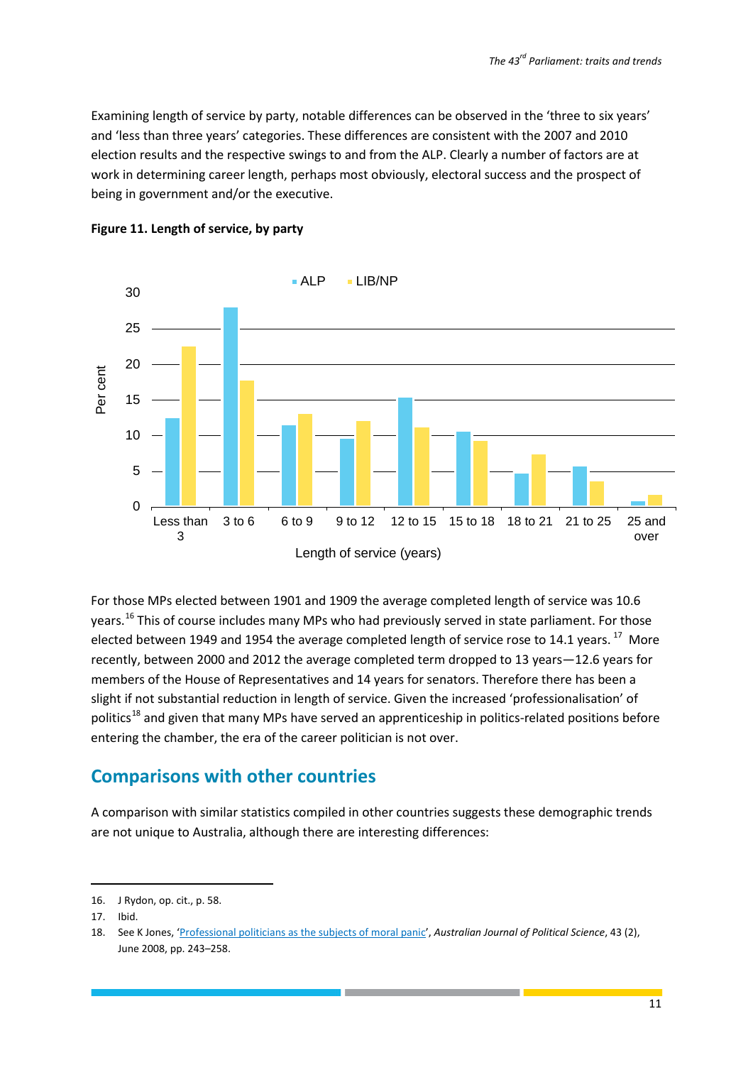Examining length of service by party, notable differences can be observed in the 'three to six years' and 'less than three years' categories. These differences are consistent with the 2007 and 2010 election results and the respective swings to and from the ALP. Clearly a number of factors are at work in determining career length, perhaps most obviously, electoral success and the prospect of being in government and/or the executive.

**Figure 11. Length of service, by party**

For those MPs elected between 1901 and 1909 the average completed length of service was 10.6 years.[16] This of course includes many MPs who had previously served in state parliament. For those elected between 1949 and 1954 the average completed length of service rose to 14.1 years.[17] More recently, between 2000 and 2012 the average completed term dropped to 13 years—12.6 years for members of the House of Representatives and 14 years for senators. Therefore there has been a slight if not substantial reduction in length of service. Given the increased 'professionalisation' of politics[18] and given that many MPs have served an apprenticeship in politics-related positions before entering the chamber, the era of the career politician is not over.

## Comparisons with other countries

A comparison with similar statistics compiled in other countries suggests these demographic trends are not unique to Australia, although there are interesting differences:

16. J Rydon, op. cit., p. 58.
17. Ibid.
18. See K Jones, 'Professional politicians as the subjects of moral panic', *Australian Journal of Political Science*, 43 (2), June 2008, pp. 243–258.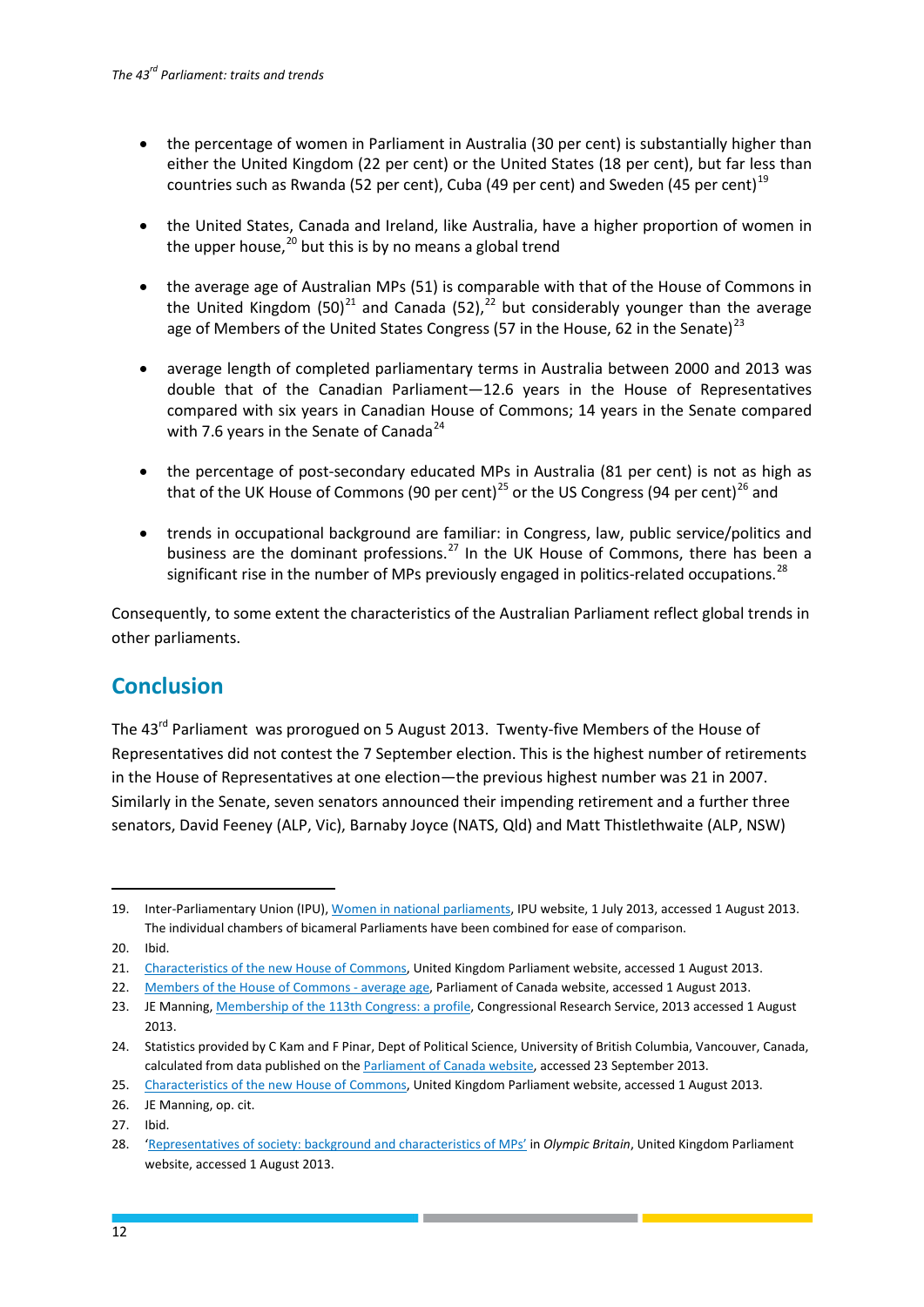- the percentage of women in Parliament in Australia (30 per cent) is substantially higher than either the United Kingdom (22 per cent) or the United States (18 per cent), but far less than countries such as Rwanda (52 per cent), Cuba (49 per cent) and Sweden (45 per cent)[19]

- the United States, Canada and Ireland, like Australia, have a higher proportion of women in the upper house,[20] but this is by no means a global trend

- the average age of Australian MPs (51) is comparable with that of the House of Commons in the United Kingdom (50)[21] and Canada (52),[22] but considerably younger than the average age of Members of the United States Congress (57 in the House, 62 in the Senate)[23]

- average length of completed parliamentary terms in Australia between 2000 and 2013 was double that of the Canadian Parliament—12.6 years in the House of Representatives compared with six years in Canadian House of Commons; 14 years in the Senate compared with 7.6 years in the Senate of Canada[24]

- the percentage of post-secondary educated MPs in Australia (81 per cent) is not as high as that of the UK House of Commons (90 per cent)[25] or the US Congress (94 per cent)[26] and

- trends in occupational background are familiar: in Congress, law, public service/politics and business are the dominant professions.[27] In the UK House of Commons, there has been a significant rise in the number of MPs previously engaged in politics-related occupations.[28]

Consequently, to some extent the characteristics of the Australian Parliament reflect global trends in other parliaments.

## Conclusion

The 43rd Parliament was prorogued on 5 August 2013. Twenty-five Members of the House of Representatives did not contest the 7 September election. This is the highest number of retirements in the House of Representatives at one election—the previous highest number was 21 in 2007. Similarly in the Senate, seven senators announced their impending retirement and a further three senators, David Feeney (ALP, Vic), Barnaby Joyce (NATS, Qld) and Matt Thistlethwaite (ALP, NSW)

---

19. Inter-Parliamentary Union (IPU), Women in national parliaments, IPU website, 1 July 2013, accessed 1 August 2013. The individual chambers of bicameral Parliaments have been combined for ease of comparison.
20. Ibid.
21. Characteristics of the new House of Commons, United Kingdom Parliament website, accessed 1 August 2013.
22. Members of the House of Commons - average age, Parliament of Canada website, accessed 1 August 2013.
23. JE Manning, Membership of the 113th Congress: a profile, Congressional Research Service, 2013 accessed 1 August 2013.
24. Statistics provided by C Kam and F Pinar, Dept of Political Science, University of British Columbia, Vancouver, Canada, calculated from data published on the Parliament of Canada website, accessed 23 September 2013.
25. Characteristics of the new House of Commons, United Kingdom Parliament website, accessed 1 August 2013.
26. JE Manning, op. cit.
27. Ibid.
28. 'Representatives of society: background and characteristics of MPs' in *Olympic Britain*, United Kingdom Parliament website, accessed 1 August 2013.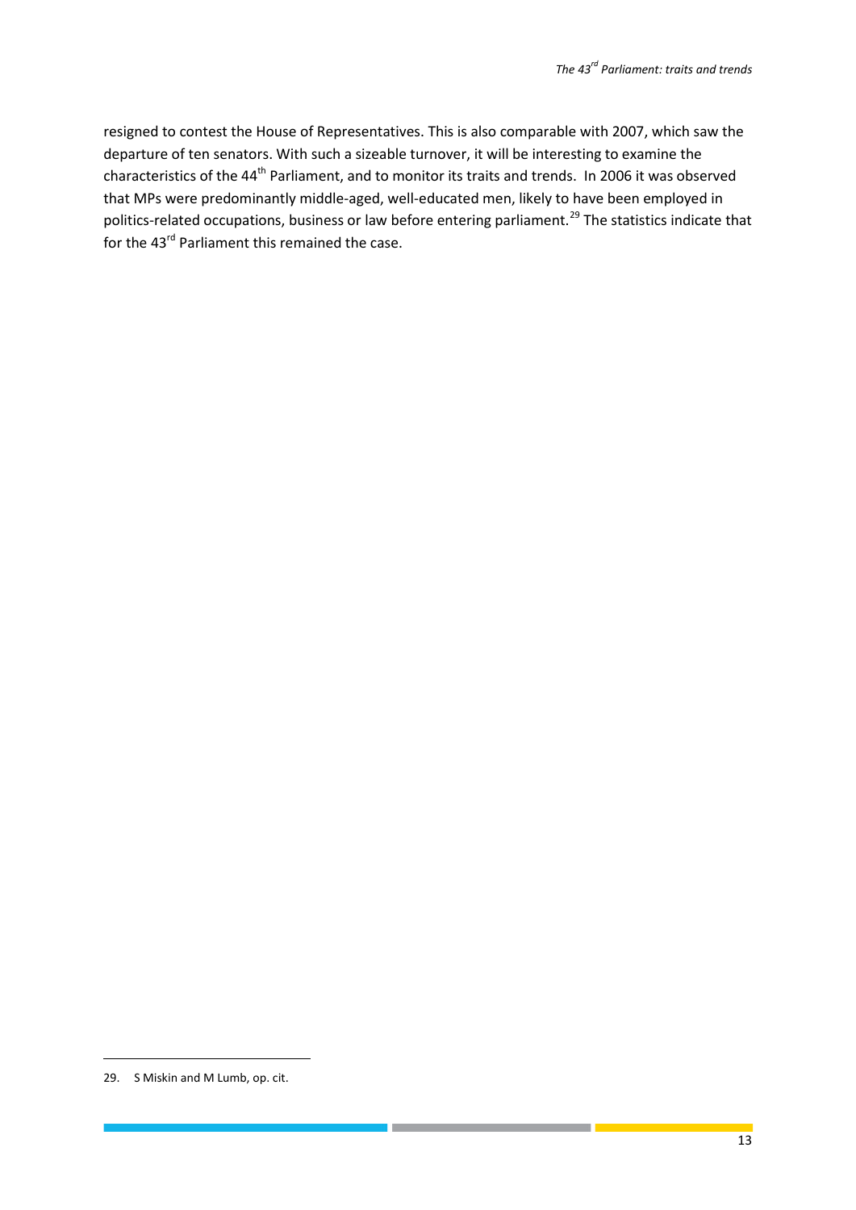resigned to contest the House of Representatives. This is also comparable with 2007, which saw the departure of ten senators. With such a sizeable turnover, it will be interesting to examine the characteristics of the 44th Parliament, and to monitor its traits and trends. In 2006 it was observed that MPs were predominantly middle-aged, well-educated men, likely to have been employed in politics-related occupations, business or law before entering parliament.[29] The statistics indicate that for the 43rd Parliament this remained the case.

29. S Miskin and M Lumb, op. cit.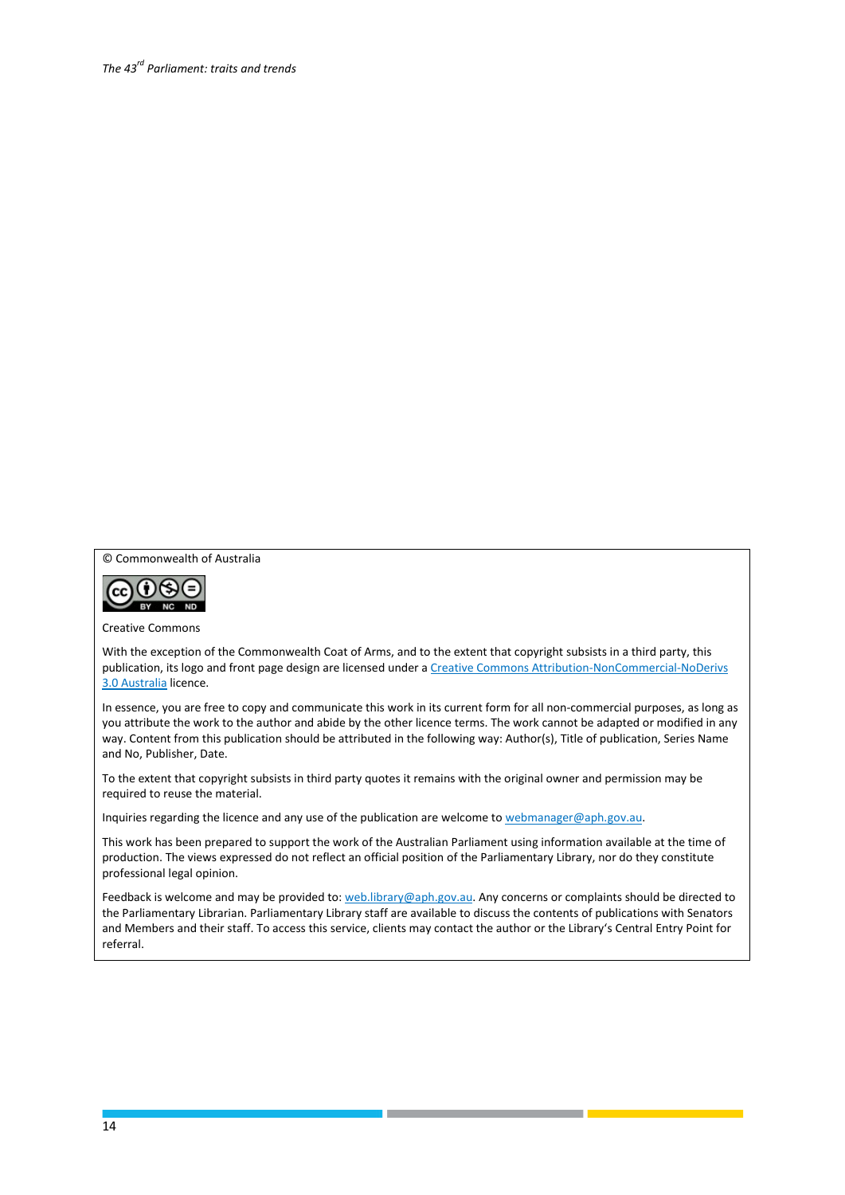© Commonwealth of Australia

Creative Commons

With the exception of the Commonwealth Coat of Arms, and to the extent that copyright subsists in a third party, this publication, its logo and front page design are licensed under a [Creative Commons Attribution-NonCommercial-NoDerivs 3.0 Australia](#) licence.

In essence, you are free to copy and communicate this work in its current form for all non-commercial purposes, as long as you attribute the work to the author and abide by the other licence terms. The work cannot be adapted or modified in any way. Content from this publication should be attributed in the following way: Author(s), Title of publication, Series Name and No, Publisher, Date.

To the extent that copyright subsists in third party quotes it remains with the original owner and permission may be required to reuse the material.

Inquiries regarding the licence and any use of the publication are welcome to webmanager@aph.gov.au.

This work has been prepared to support the work of the Australian Parliament using information available at the time of production. The views expressed do not reflect an official position of the Parliamentary Library, nor do they constitute professional legal opinion.

Feedback is welcome and may be provided to: web.library@aph.gov.au. Any concerns or complaints should be directed to the Parliamentary Librarian. Parliamentary Library staff are available to discuss the contents of publications with Senators and Members and their staff. To access this service, clients may contact the author or the Library's Central Entry Point for referral.